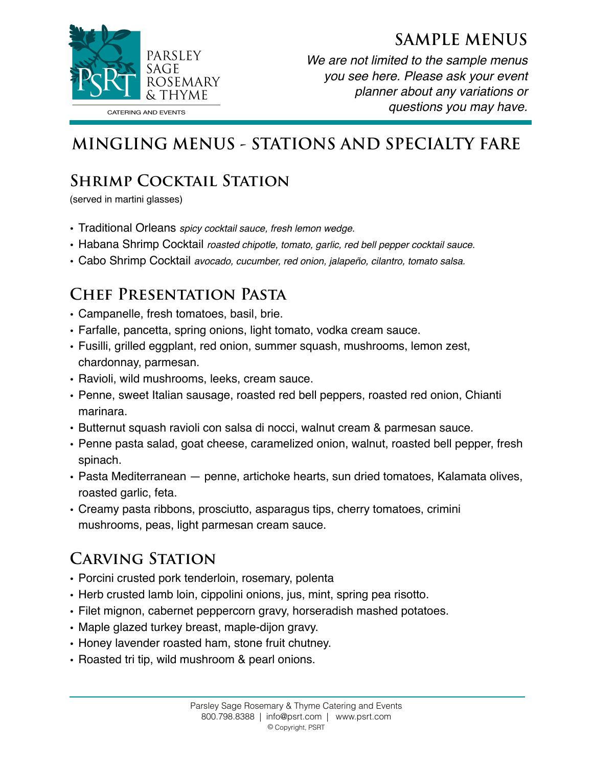PARSLEY SAGE ROSEMARY & THYME

CATERING AND EVENTS

# SAMPLE MENUS

*We are not limited to the sample menus you see here. Please ask your event planner about any variations or questions you may have.*

## MINGLING MENUS - STATIONS AND SPECIALTY FARE

### Shrimp Cocktail Station

(served in martini glasses)

- Traditional Orleans *spicy cocktail sauce, fresh lemon wedge.*
- Habana Shrimp Cocktail *roasted chipotle, tomato, garlic, red bell pepper cocktail sauce.*
- Cabo Shrimp Cocktail *avocado, cucumber, red onion, jalapeño, cilantro, tomato salsa.*

### Chef Presentation Pasta

- Campanelle, fresh tomatoes, basil, brie.
- Farfalle, pancetta, spring onions, light tomato, vodka cream sauce.
- Fusilli, grilled eggplant, red onion, summer squash, mushrooms, lemon zest, chardonnay, parmesan.
- Ravioli, wild mushrooms, leeks, cream sauce.
- Penne, sweet Italian sausage, roasted red bell peppers, roasted red onion, Chianti marinara.
- Butternut squash ravioli con salsa di nocci, walnut cream & parmesan sauce.
- Penne pasta salad, goat cheese, caramelized onion, walnut, roasted bell pepper, fresh spinach.
- Pasta Mediterranean — penne, artichoke hearts, sun dried tomatoes, Kalamata olives, roasted garlic, feta.
- Creamy pasta ribbons, prosciutto, asparagus tips, cherry tomatoes, crimini mushrooms, peas, light parmesan cream sauce.

### Carving Station

- Porcini crusted pork tenderloin, rosemary, polenta
- Herb crusted lamb loin, cippolini onions, jus, mint, spring pea risotto.
- Filet mignon, cabernet peppercorn gravy, horseradish mashed potatoes.
- Maple glazed turkey breast, maple-dijon gravy.
- Honey lavender roasted ham, stone fruit chutney.
- Roasted tri tip, wild mushroom & pearl onions.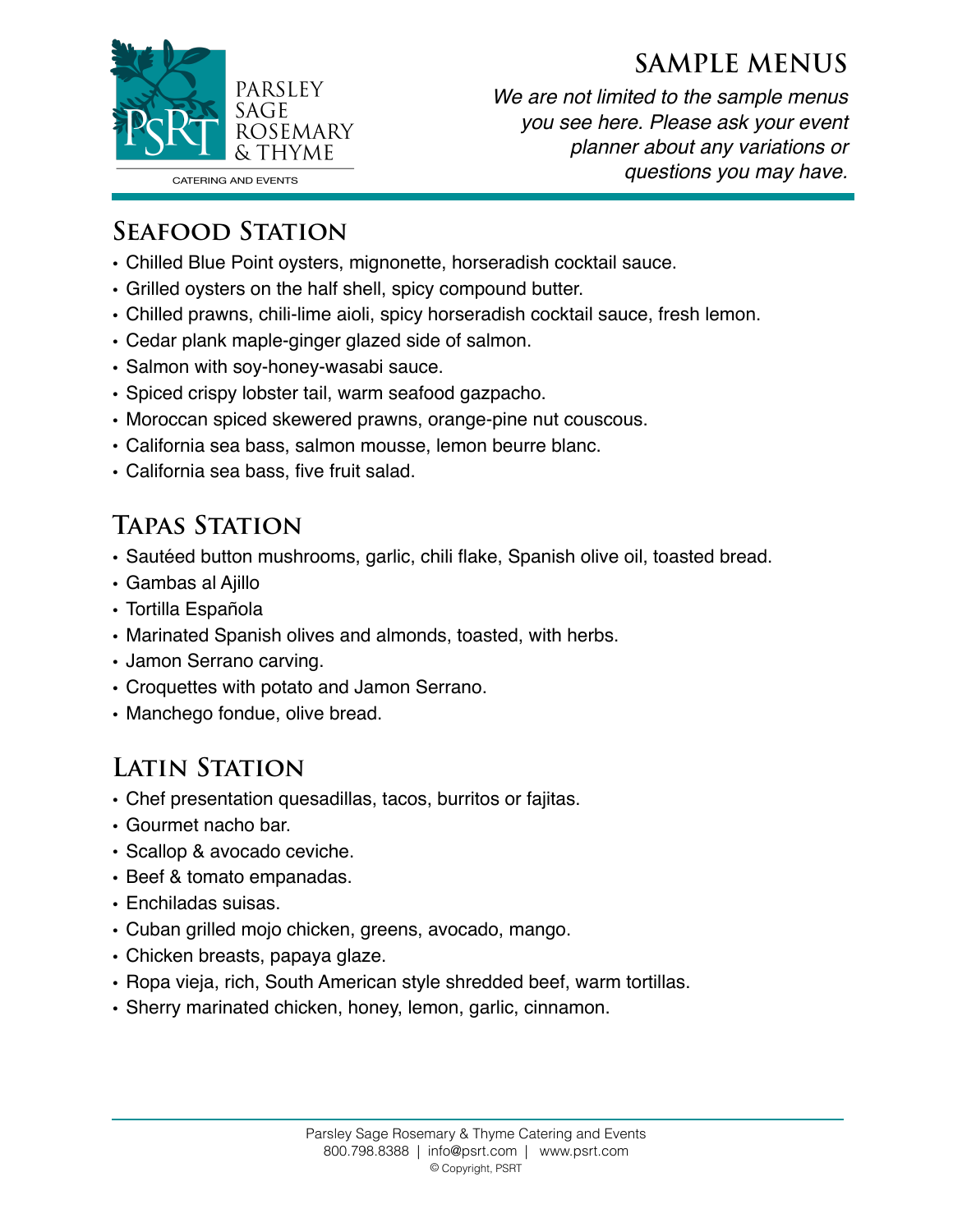# Sample Menus

*We are not limited to the sample menus you see here. Please ask your event planner about any variations or questions you may have.*

## Seafood Station

- Chilled Blue Point oysters, mignonette, horseradish cocktail sauce.
- Grilled oysters on the half shell, spicy compound butter.
- Chilled prawns, chili-lime aioli, spicy horseradish cocktail sauce, fresh lemon.
- Cedar plank maple-ginger glazed side of salmon.
- Salmon with soy-honey-wasabi sauce.
- Spiced crispy lobster tail, warm seafood gazpacho.
- Moroccan spiced skewered prawns, orange-pine nut couscous.
- California sea bass, salmon mousse, lemon beurre blanc.
- California sea bass, five fruit salad.

## Tapas Station

- Sautéed button mushrooms, garlic, chili flake, Spanish olive oil, toasted bread.
- Gambas al Ajillo
- Tortilla Española
- Marinated Spanish olives and almonds, toasted, with herbs.
- Jamon Serrano carving.
- Croquettes with potato and Jamon Serrano.
- Manchego fondue, olive bread.

## Latin Station

- Chef presentation quesadillas, tacos, burritos or fajitas.
- Gourmet nacho bar.
- Scallop & avocado ceviche.
- Beef & tomato empanadas.
- Enchiladas suisas.
- Cuban grilled mojo chicken, greens, avocado, mango.
- Chicken breasts, papaya glaze.
- Ropa vieja, rich, South American style shredded beef, warm tortillas.
- Sherry marinated chicken, honey, lemon, garlic, cinnamon.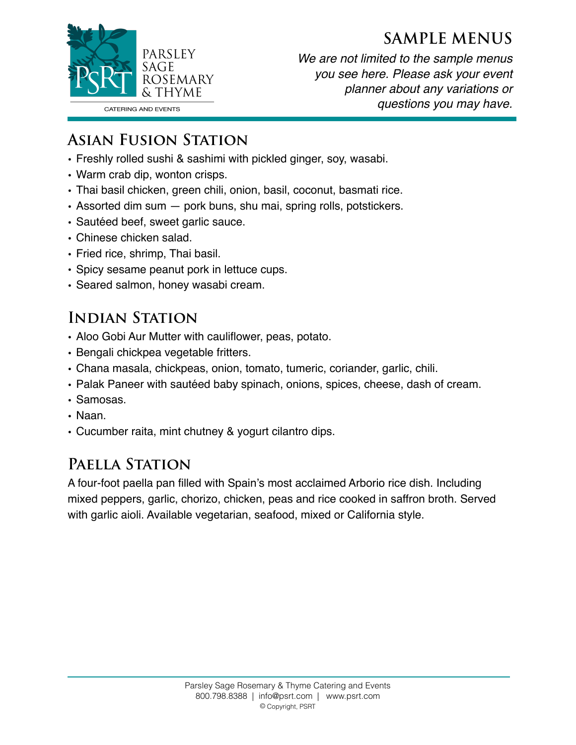PARSLEY SAGE ROSEMARY & THYME

CATERING AND EVENTS

# SAMPLE MENUS

*We are not limited to the sample menus you see here. Please ask your event planner about any variations or questions you may have.*

## Asian Fusion Station

- Freshly rolled sushi & sashimi with pickled ginger, soy, wasabi.
- Warm crab dip, wonton crisps.
- Thai basil chicken, green chili, onion, basil, coconut, basmati rice.
- Assorted dim sum — pork buns, shu mai, spring rolls, potstickers.
- Sautéed beef, sweet garlic sauce.
- Chinese chicken salad.
- Fried rice, shrimp, Thai basil.
- Spicy sesame peanut pork in lettuce cups.
- Seared salmon, honey wasabi cream.

## Indian Station

- Aloo Gobi Aur Mutter with cauliflower, peas, potato.
- Bengali chickpea vegetable fritters.
- Chana masala, chickpeas, onion, tomato, tumeric, coriander, garlic, chili.
- Palak Paneer with sautéed baby spinach, onions, spices, cheese, dash of cream.
- Samosas.
- Naan.
- Cucumber raita, mint chutney & yogurt cilantro dips.

## Paella Station

A four-foot paella pan filled with Spain's most acclaimed Arborio rice dish. Including mixed peppers, garlic, chorizo, chicken, peas and rice cooked in saffron broth. Served with garlic aioli. Available vegetarian, seafood, mixed or California style.

Parsley Sage Rosemary & Thyme Catering and Events
800.798.8388 | info@psrt.com | www.psrt.com
© Copyright, PSRT